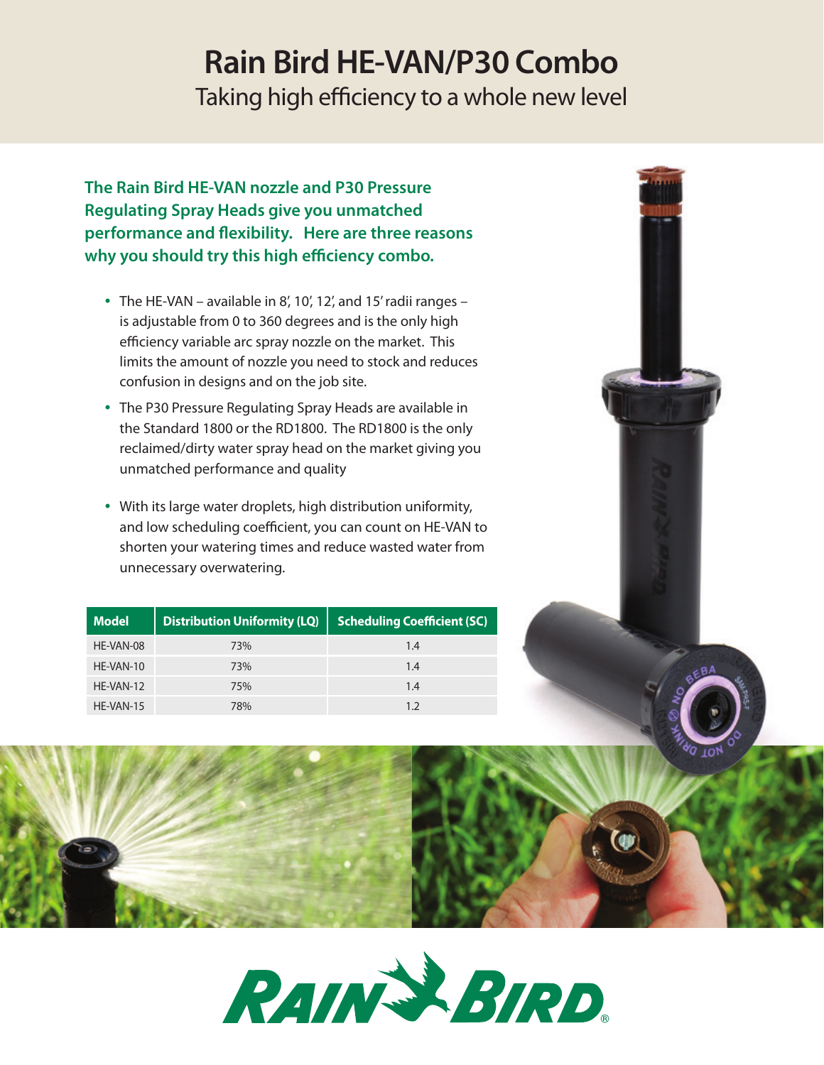# Rain Bird HE-VAN/P30 Combo

## Taking high efficiency to a whole new level

**The Rain Bird HE-VAN nozzle and P30 Pressure Regulating Spray Heads give you unmatched performance and flexibility. Here are three reasons why you should try this high efficiency combo.**

- The HE-VAN – available in 8', 10', 12', and 15' radii ranges – is adjustable from 0 to 360 degrees and is the only high efficiency variable arc spray nozzle on the market. This limits the amount of nozzle you need to stock and reduces confusion in designs and on the job site.
- The P30 Pressure Regulating Spray Heads are available in the Standard 1800 or the RD1800. The RD1800 is the only reclaimed/dirty water spray head on the market giving you unmatched performance and quality
- With its large water droplets, high distribution uniformity, and low scheduling coefficient, you can count on HE-VAN to shorten your watering times and reduce wasted water from unnecessary overwatering.

| Model | Distribution Uniformity (LQ) | Scheduling Coefficient (SC) |
|---|---|---|
| HE-VAN-08 | 73% | 1.4 |
| HE-VAN-10 | 73% | 1.4 |
| HE-VAN-12 | 75% | 1.4 |
| HE-VAN-15 | 78% | 1.2 |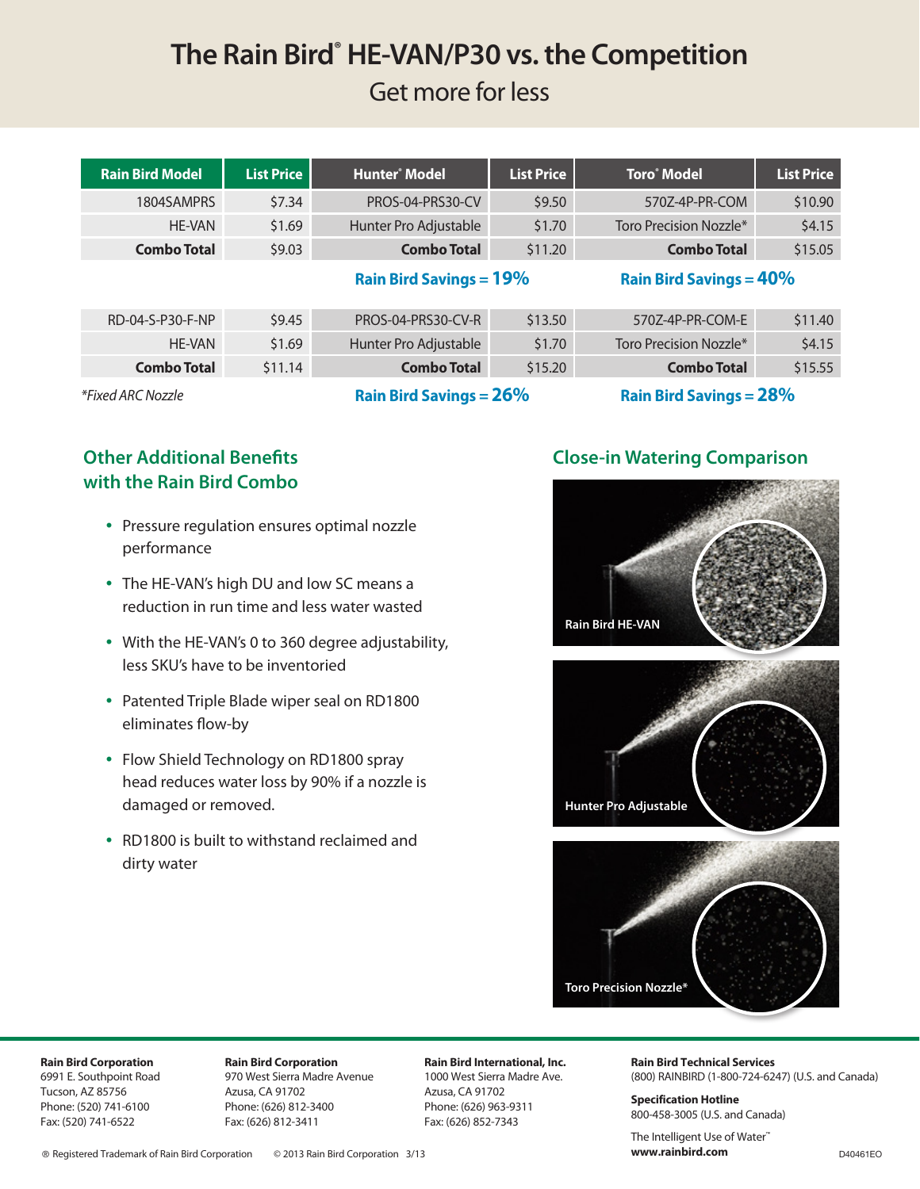# The Rain Bird® HE-VAN/P30 vs. the Competition

## Get more for less

| Rain Bird Model | List Price | Hunter® Model | List Price | Toro® Model | List Price |
|---|---|---|---|---|---|
| 1804SAMPRS | $7.34 | PROS-04-PRS30-CV | $9.50 | 570Z-4P-PR-COM | $10.90 |
| HE-VAN | $1.69 | Hunter Pro Adjustable | $1.70 | Toro Precision Nozzle* | $4.15 |
| **Combo Total** | $9.03 | **Combo Total** | $11.20 | **Combo Total** | $15.05 |
| | | **Rain Bird Savings = 19%** | | **Rain Bird Savings = 40%** | |
| RD-04-S-P30-F-NP | $9.45 | PROS-04-PRS30-CV-R | $13.50 | 570Z-4P-PR-COM-E | $11.40 |
| HE-VAN | $1.69 | Hunter Pro Adjustable | $1.70 | Toro Precision Nozzle* | $4.15 |
| **Combo Total** | $11.14 | **Combo Total** | $15.20 | **Combo Total** | $15.55 |
| | | **Rain Bird Savings = 26%** | | **Rain Bird Savings = 28%** | |

*\*Fixed ARC Nozzle*

## Other Additional Benefits with the Rain Bird Combo

- Pressure regulation ensures optimal nozzle performance
- The HE-VAN's high DU and low SC means a reduction in run time and less water wasted
- With the HE-VAN's 0 to 360 degree adjustability, less SKU's have to be inventoried
- Patented Triple Blade wiper seal on RD1800 eliminates flow-by
- Flow Shield Technology on RD1800 spray head reduces water loss by 90% if a nozzle is damaged or removed.
- RD1800 is built to withstand reclaimed and dirty water

## Close-in Watering Comparison

Rain Bird HE-VAN

Hunter Pro Adjustable

Toro Precision Nozzle*

**Rain Bird Corporation**
6991 E. Southpoint Road
Tucson, AZ 85756
Phone: (520) 741-6100
Fax: (520) 741-6522

**Rain Bird Corporation**
970 West Sierra Madre Avenue
Azusa, CA 91702
Phone: (626) 812-3400
Fax: (626) 812-3411

**Rain Bird International, Inc.**
1000 West Sierra Madre Ave.
Azusa, CA 91702
Phone: (626) 963-9311
Fax: (626) 852-7343

**Rain Bird Technical Services**
(800) RAINBIRD (1-800-724-6247) (U.S. and Canada)

**Specification Hotline**
800-458-3005 (U.S. and Canada)

The Intelligent Use of Water™
**www.rainbird.com**

® Registered Trademark of Rain Bird Corporation © 2013 Rain Bird Corporation 3/13

D40461EO